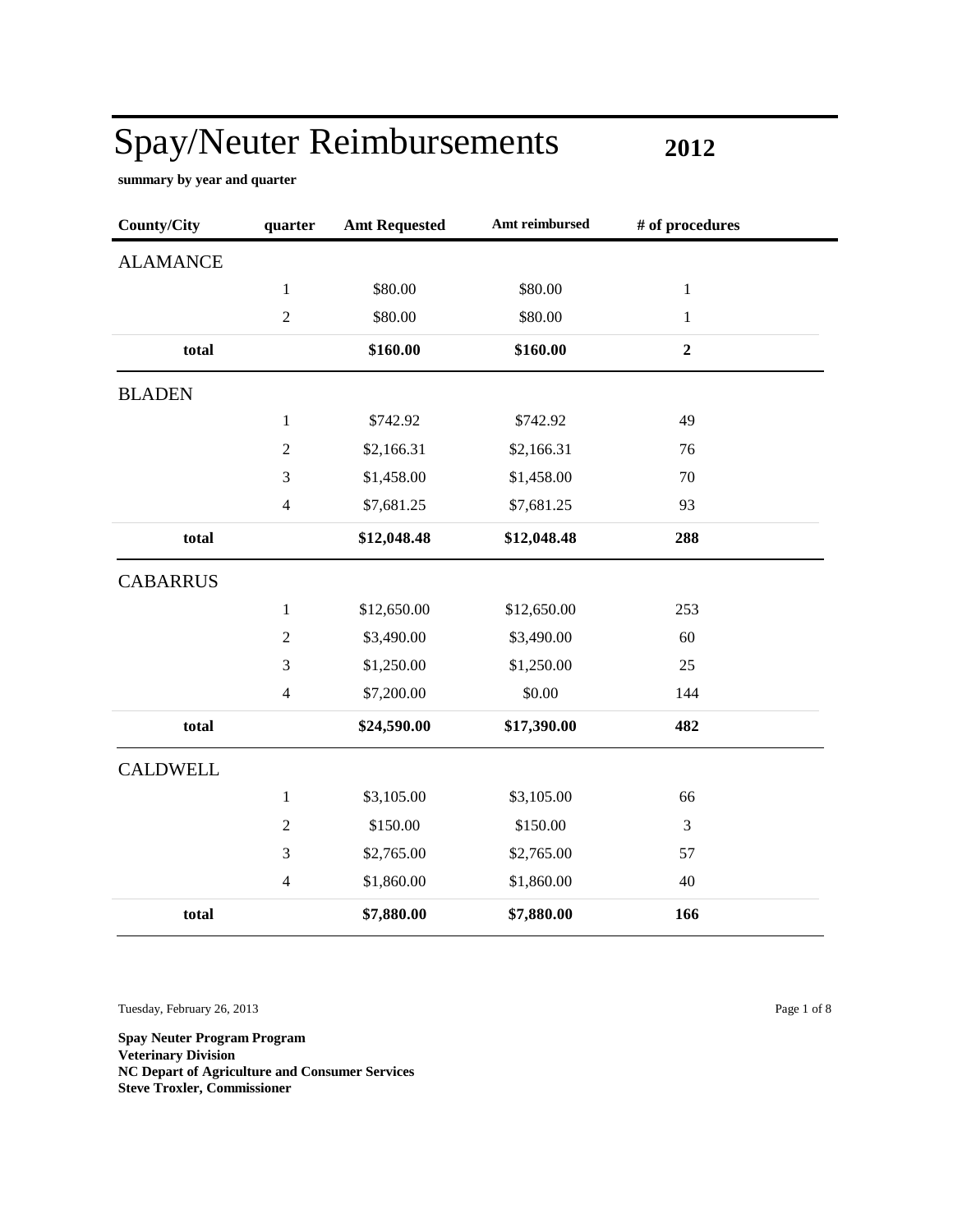# Spay/Neuter Reimbursements 2012

**summary by year and quarter**

| County/City | quarter | Amt Requested | Amt reimbursed | # of procedures |
|---|---|---|---|---|
| ALAMANCE | | | | |
| | 1 | $80.00 | $80.00 | 1 |
| | 2 | $80.00 | $80.00 | 1 |
| **total** | | **$160.00** | **$160.00** | **2** |
| BLADEN | | | | |
| | 1 | $742.92 | $742.92 | 49 |
| | 2 | $2,166.31 | $2,166.31 | 76 |
| | 3 | $1,458.00 | $1,458.00 | 70 |
| | 4 | $7,681.25 | $7,681.25 | 93 |
| **total** | | **$12,048.48** | **$12,048.48** | **288** |
| CABARRUS | | | | |
| | 1 | $12,650.00 | $12,650.00 | 253 |
| | 2 | $3,490.00 | $3,490.00 | 60 |
| | 3 | $1,250.00 | $1,250.00 | 25 |
| | 4 | $7,200.00 | $0.00 | 144 |
| **total** | | **$24,590.00** | **$17,390.00** | **482** |
| CALDWELL | | | | |
| | 1 | $3,105.00 | $3,105.00 | 66 |
| | 2 | $150.00 | $150.00 | 3 |
| | 3 | $2,765.00 | $2,765.00 | 57 |
| | 4 | $1,860.00 | $1,860.00 | 40 |
| **total** | | **$7,880.00** | **$7,880.00** | **166** |

Tuesday, February 26, 2013

**Spay Neuter Program Program**
**Veterinary Division**
**NC Depart of Agriculture and Consumer Services**
**Steve Troxler, Commissioner**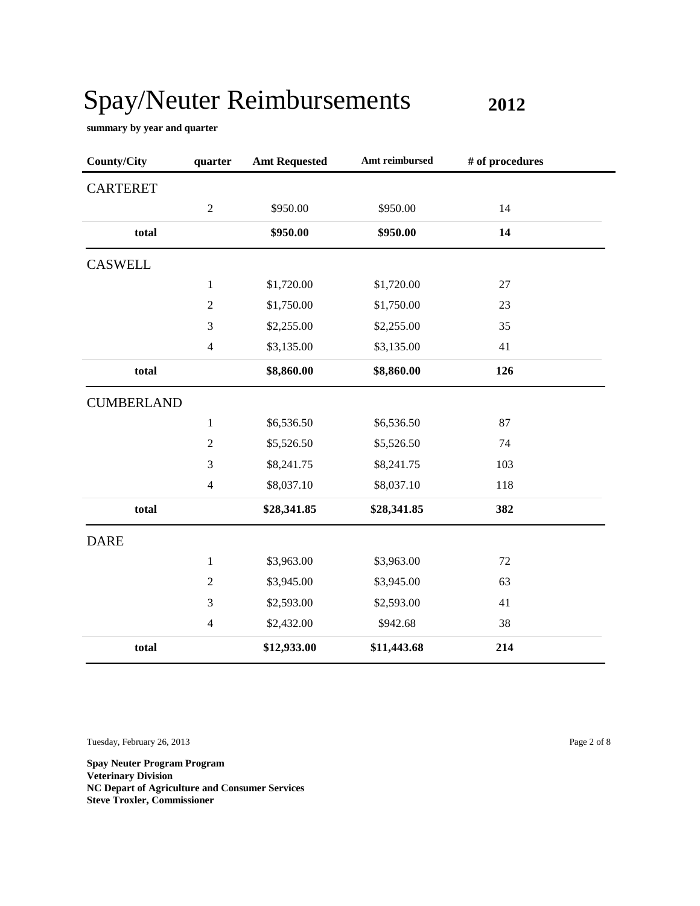# Spay/Neuter Reimbursements **2012**

**summary by year and quarter**

| County/City | quarter | Amt Requested | Amt reimbursed | # of procedures |
|---|---|---|---|---|
| CARTERET | | | | |
| | 2 | $950.00 | $950.00 | 14 |
| **total** | | **$950.00** | **$950.00** | **14** |
| CASWELL | | | | |
| | 1 | $1,720.00 | $1,720.00 | 27 |
| | 2 | $1,750.00 | $1,750.00 | 23 |
| | 3 | $2,255.00 | $2,255.00 | 35 |
| | 4 | $3,135.00 | $3,135.00 | 41 |
| **total** | | **$8,860.00** | **$8,860.00** | **126** |
| CUMBERLAND | | | | |
| | 1 | $6,536.50 | $6,536.50 | 87 |
| | 2 | $5,526.50 | $5,526.50 | 74 |
| | 3 | $8,241.75 | $8,241.75 | 103 |
| | 4 | $8,037.10 | $8,037.10 | 118 |
| **total** | | **$28,341.85** | **$28,341.85** | **382** |
| DARE | | | | |
| | 1 | $3,963.00 | $3,963.00 | 72 |
| | 2 | $3,945.00 | $3,945.00 | 63 |
| | 3 | $2,593.00 | $2,593.00 | 41 |
| | 4 | $2,432.00 | $942.68 | 38 |
| **total** | | **$12,933.00** | **$11,443.68** | **214** |

Tuesday, February 26, 2013

**Spay Neuter Program Program**
**Veterinary Division**
**NC Depart of Agriculture and Consumer Services**
**Steve Troxler, Commissioner**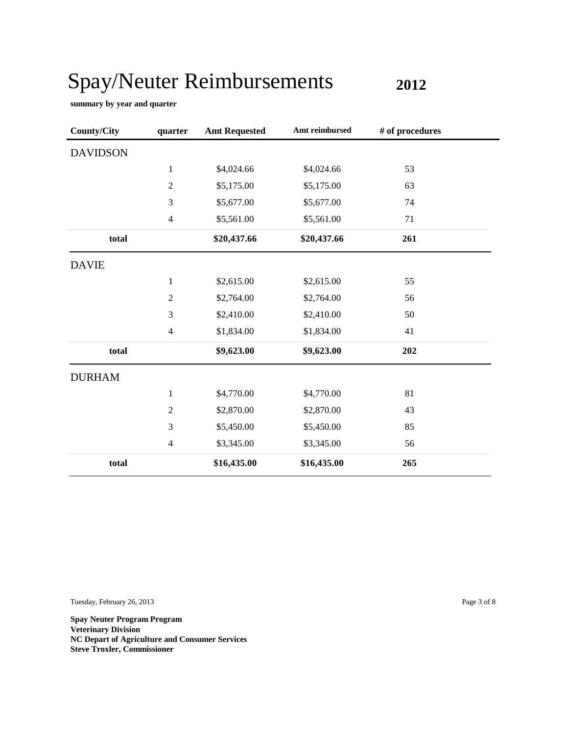# Spay/Neuter Reimbursements

**2012**

**summary by year and quarter**

| County/City | quarter | Amt Requested | Amt reimbursed | # of procedures |
|---|---|---|---|---|
| DAVIDSON | | | | |
| | 1 | $4,024.66 | $4,024.66 | 53 |
| | 2 | $5,175.00 | $5,175.00 | 63 |
| | 3 | $5,677.00 | $5,677.00 | 74 |
| | 4 | $5,561.00 | $5,561.00 | 71 |
| **total** | | **$20,437.66** | **$20,437.66** | **261** |
| DAVIE | | | | |
| | 1 | $2,615.00 | $2,615.00 | 55 |
| | 2 | $2,764.00 | $2,764.00 | 56 |
| | 3 | $2,410.00 | $2,410.00 | 50 |
| | 4 | $1,834.00 | $1,834.00 | 41 |
| **total** | | **$9,623.00** | **$9,623.00** | **202** |
| DURHAM | | | | |
| | 1 | $4,770.00 | $4,770.00 | 81 |
| | 2 | $2,870.00 | $2,870.00 | 43 |
| | 3 | $5,450.00 | $5,450.00 | 85 |
| | 4 | $3,345.00 | $3,345.00 | 56 |
| **total** | | **$16,435.00** | **$16,435.00** | **265** |

Tuesday, February 26, 2013

**Spay Neuter Program Program**
**Veterinary Division**
**NC Depart of Agriculture and Consumer Services**
**Steve Troxler, Commissioner**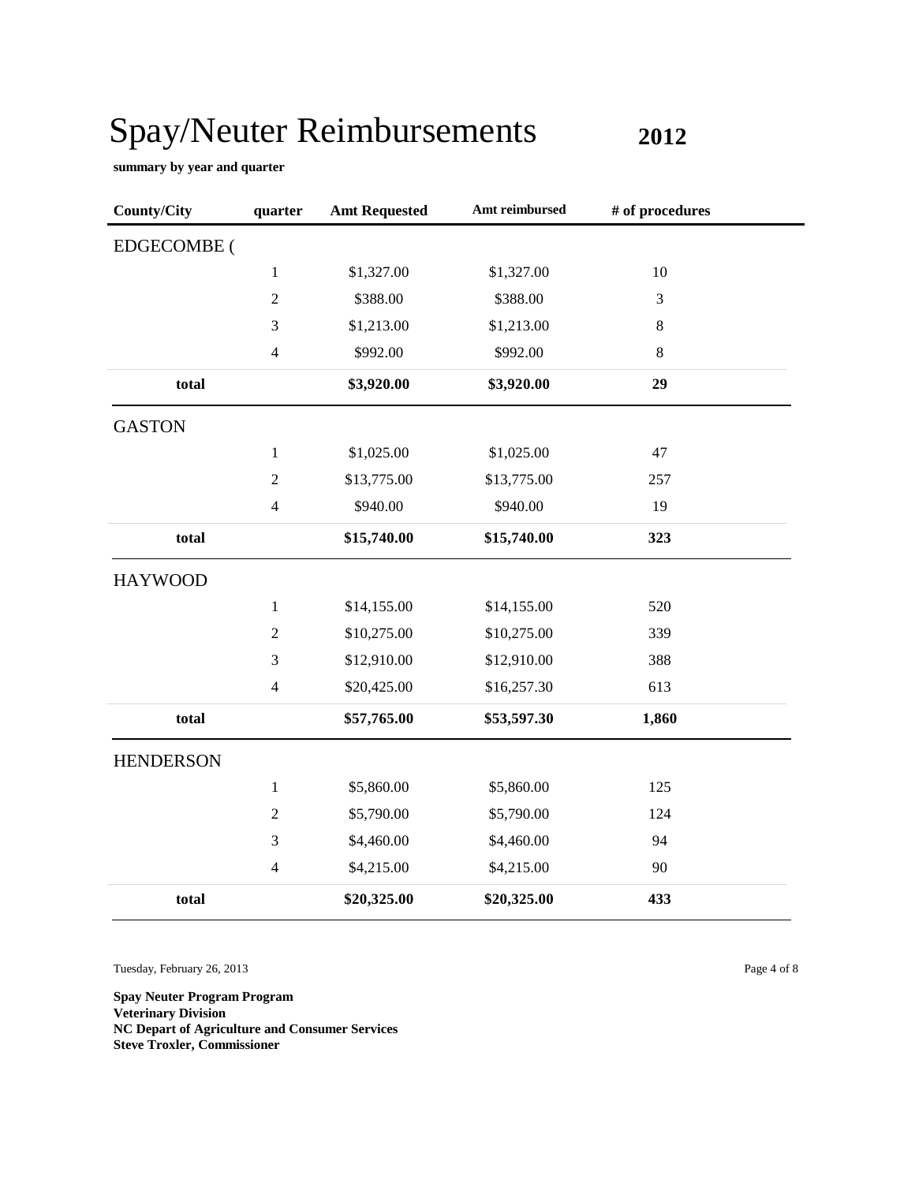# Spay/Neuter Reimbursements **2012**

**summary by year and quarter**

| County/City | quarter | Amt Requested | Amt reimbursed | # of procedures |
|---|---|---|---|---|
| EDGECOMBE ( | | | | |
| | 1 | $1,327.00 | $1,327.00 | 10 |
| | 2 | $388.00 | $388.00 | 3 |
| | 3 | $1,213.00 | $1,213.00 | 8 |
| | 4 | $992.00 | $992.00 | 8 |
| **total** | | **$3,920.00** | **$3,920.00** | **29** |
| GASTON | | | | |
| | 1 | $1,025.00 | $1,025.00 | 47 |
| | 2 | $13,775.00 | $13,775.00 | 257 |
| | 4 | $940.00 | $940.00 | 19 |
| **total** | | **$15,740.00** | **$15,740.00** | **323** |
| HAYWOOD | | | | |
| | 1 | $14,155.00 | $14,155.00 | 520 |
| | 2 | $10,275.00 | $10,275.00 | 339 |
| | 3 | $12,910.00 | $12,910.00 | 388 |
| | 4 | $20,425.00 | $16,257.30 | 613 |
| **total** | | **$57,765.00** | **$53,597.30** | **1,860** |
| HENDERSON | | | | |
| | 1 | $5,860.00 | $5,860.00 | 125 |
| | 2 | $5,790.00 | $5,790.00 | 124 |
| | 3 | $4,460.00 | $4,460.00 | 94 |
| | 4 | $4,215.00 | $4,215.00 | 90 |
| **total** | | **$20,325.00** | **$20,325.00** | **433** |

Tuesday, February 26, 2013

**Spay Neuter Program Program**
**Veterinary Division**
**NC Depart of Agriculture and Consumer Services**
**Steve Troxler, Commissioner**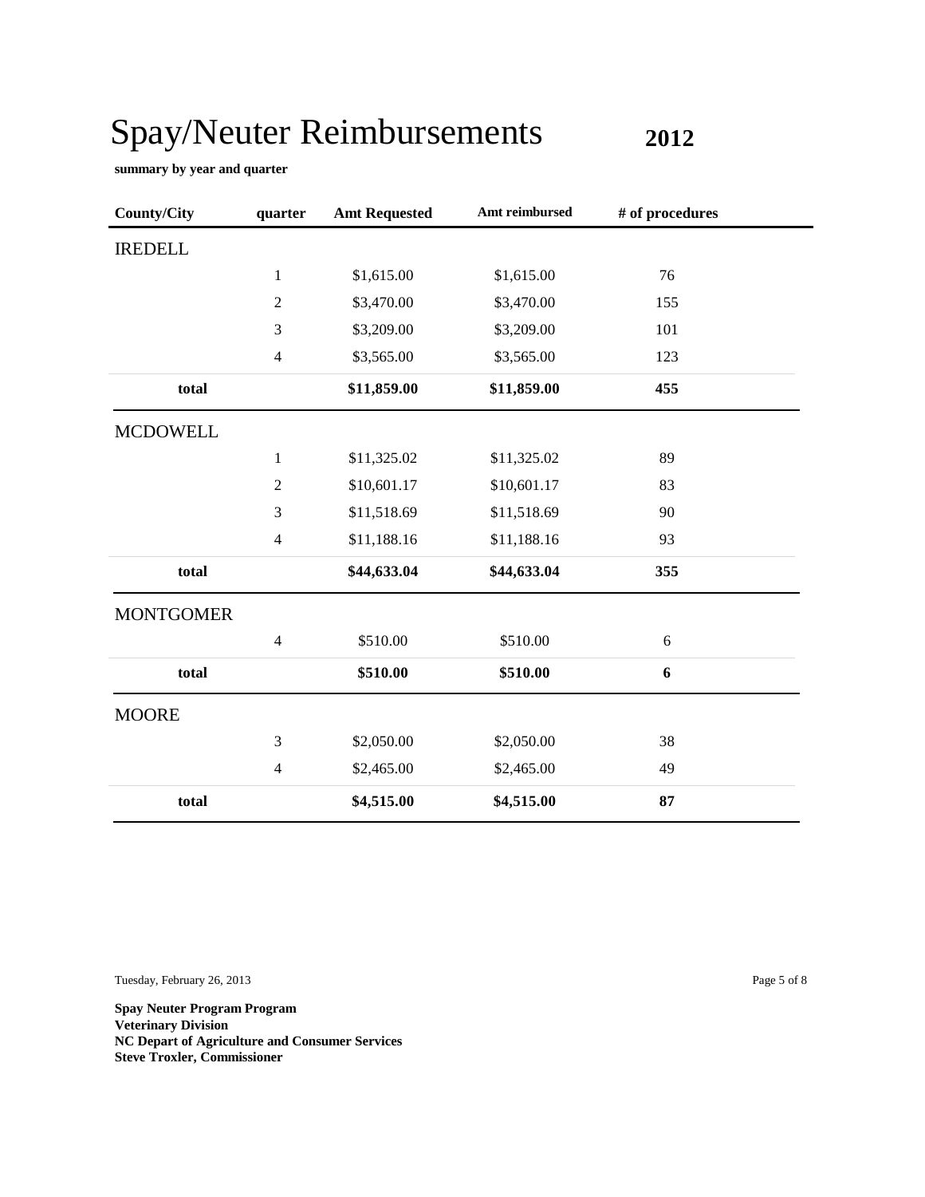# Spay/Neuter Reimbursements **2012**

**summary by year and quarter**

| County/City | quarter | Amt Requested | Amt reimbursed | # of procedures |
|---|---|---|---|---|
| IREDELL | | | | |
| | 1 | $1,615.00 | $1,615.00 | 76 |
| | 2 | $3,470.00 | $3,470.00 | 155 |
| | 3 | $3,209.00 | $3,209.00 | 101 |
| | 4 | $3,565.00 | $3,565.00 | 123 |
| **total** | | **$11,859.00** | **$11,859.00** | **455** |
| MCDOWELL | | | | |
| | 1 | $11,325.02 | $11,325.02 | 89 |
| | 2 | $10,601.17 | $10,601.17 | 83 |
| | 3 | $11,518.69 | $11,518.69 | 90 |
| | 4 | $11,188.16 | $11,188.16 | 93 |
| **total** | | **$44,633.04** | **$44,633.04** | **355** |
| MONTGOMER | | | | |
| | 4 | $510.00 | $510.00 | 6 |
| **total** | | **$510.00** | **$510.00** | **6** |
| MOORE | | | | |
| | 3 | $2,050.00 | $2,050.00 | 38 |
| | 4 | $2,465.00 | $2,465.00 | 49 |
| **total** | | **$4,515.00** | **$4,515.00** | **87** |

Tuesday, February 26, 2013

**Spay Neuter Program Program**
**Veterinary Division**
**NC Depart of Agriculture and Consumer Services**
**Steve Troxler, Commissioner**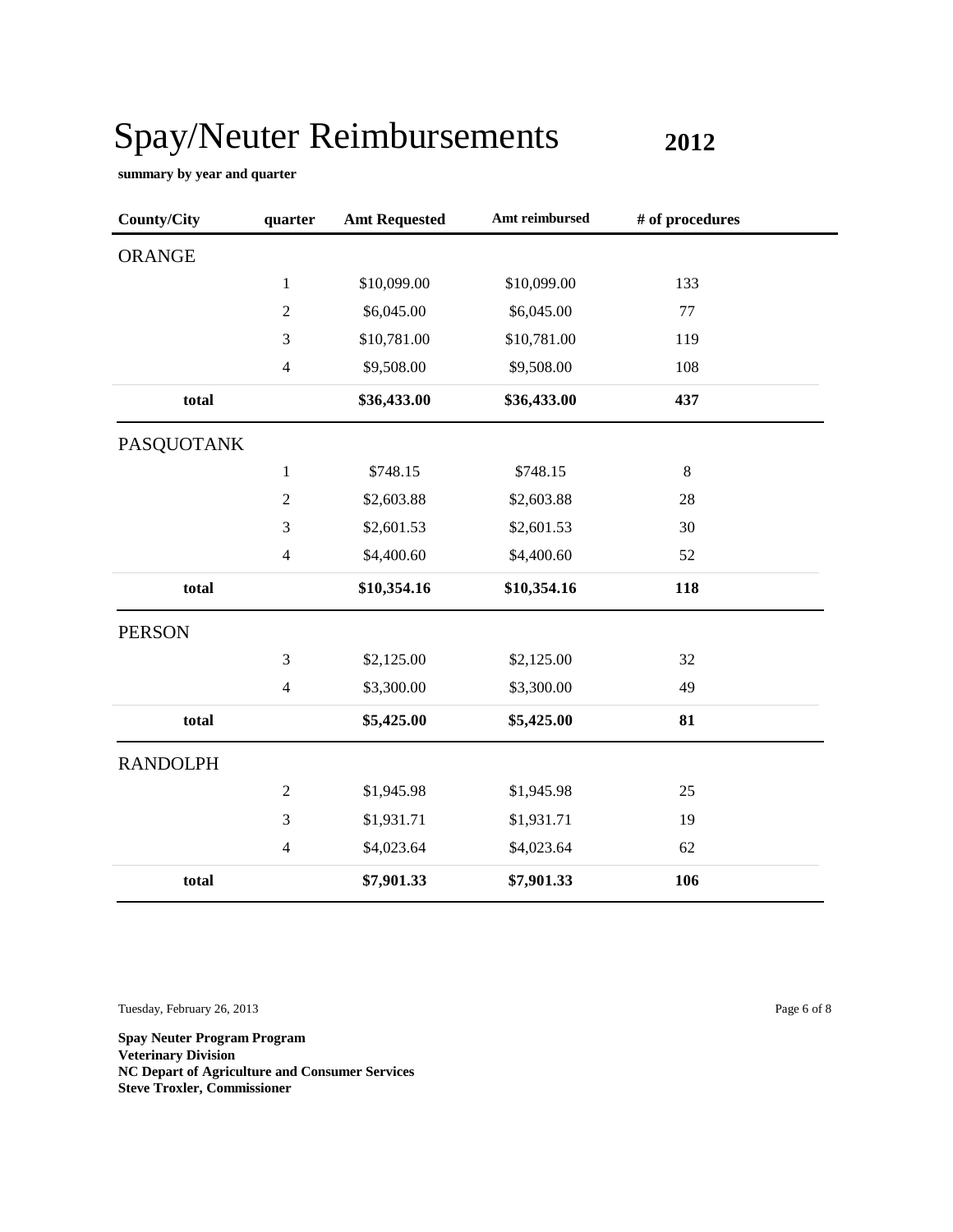# Spay/Neuter Reimbursements **2012**

**summary by year and quarter**

| County/City | quarter | Amt Requested | Amt reimbursed | # of procedures |
|---|---|---|---|---|
| ORANGE | | | | |
| | 1 | $10,099.00 | $10,099.00 | 133 |
| | 2 | $6,045.00 | $6,045.00 | 77 |
| | 3 | $10,781.00 | $10,781.00 | 119 |
| | 4 | $9,508.00 | $9,508.00 | 108 |
| **total** | | **$36,433.00** | **$36,433.00** | **437** |
| PASQUOTANK | | | | |
| | 1 | $748.15 | $748.15 | 8 |
| | 2 | $2,603.88 | $2,603.88 | 28 |
| | 3 | $2,601.53 | $2,601.53 | 30 |
| | 4 | $4,400.60 | $4,400.60 | 52 |
| **total** | | **$10,354.16** | **$10,354.16** | **118** |
| PERSON | | | | |
| | 3 | $2,125.00 | $2,125.00 | 32 |
| | 4 | $3,300.00 | $3,300.00 | 49 |
| **total** | | **$5,425.00** | **$5,425.00** | **81** |
| RANDOLPH | | | | |
| | 2 | $1,945.98 | $1,945.98 | 25 |
| | 3 | $1,931.71 | $1,931.71 | 19 |
| | 4 | $4,023.64 | $4,023.64 | 62 |
| **total** | | **$7,901.33** | **$7,901.33** | **106** |

Tuesday, February 26, 2013

**Spay Neuter Program Program**
**Veterinary Division**
**NC Depart of Agriculture and Consumer Services**
**Steve Troxler, Commissioner**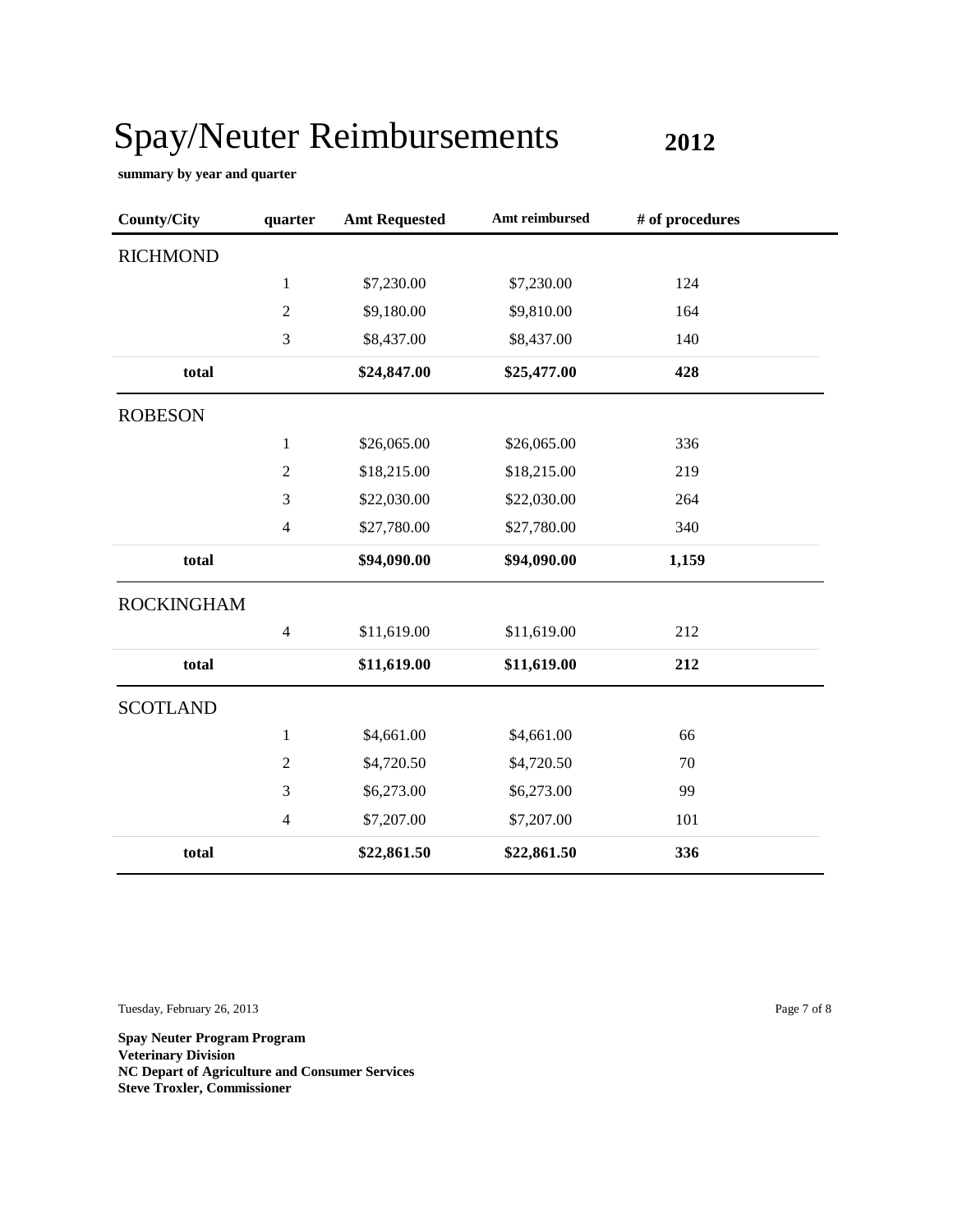# Spay/Neuter Reimbursements **2012**

**summary by year and quarter**

| County/City | quarter | Amt Requested | Amt reimbursed | # of procedures |
|---|---|---|---|---|
| RICHMOND | | | | |
| | 1 | $7,230.00 | $7,230.00 | 124 |
| | 2 | $9,180.00 | $9,810.00 | 164 |
| | 3 | $8,437.00 | $8,437.00 | 140 |
| **total** | | **$24,847.00** | **$25,477.00** | **428** |
| ROBESON | | | | |
| | 1 | $26,065.00 | $26,065.00 | 336 |
| | 2 | $18,215.00 | $18,215.00 | 219 |
| | 3 | $22,030.00 | $22,030.00 | 264 |
| | 4 | $27,780.00 | $27,780.00 | 340 |
| **total** | | **$94,090.00** | **$94,090.00** | **1,159** |
| ROCKINGHAM | | | | |
| | 4 | $11,619.00 | $11,619.00 | 212 |
| **total** | | **$11,619.00** | **$11,619.00** | **212** |
| SCOTLAND | | | | |
| | 1 | $4,661.00 | $4,661.00 | 66 |
| | 2 | $4,720.50 | $4,720.50 | 70 |
| | 3 | $6,273.00 | $6,273.00 | 99 |
| | 4 | $7,207.00 | $7,207.00 | 101 |
| **total** | | **$22,861.50** | **$22,861.50** | **336** |

Tuesday, February 26, 2013

**Spay Neuter Program Program**
**Veterinary Division**
**NC Depart of Agriculture and Consumer Services**
**Steve Troxler, Commissioner**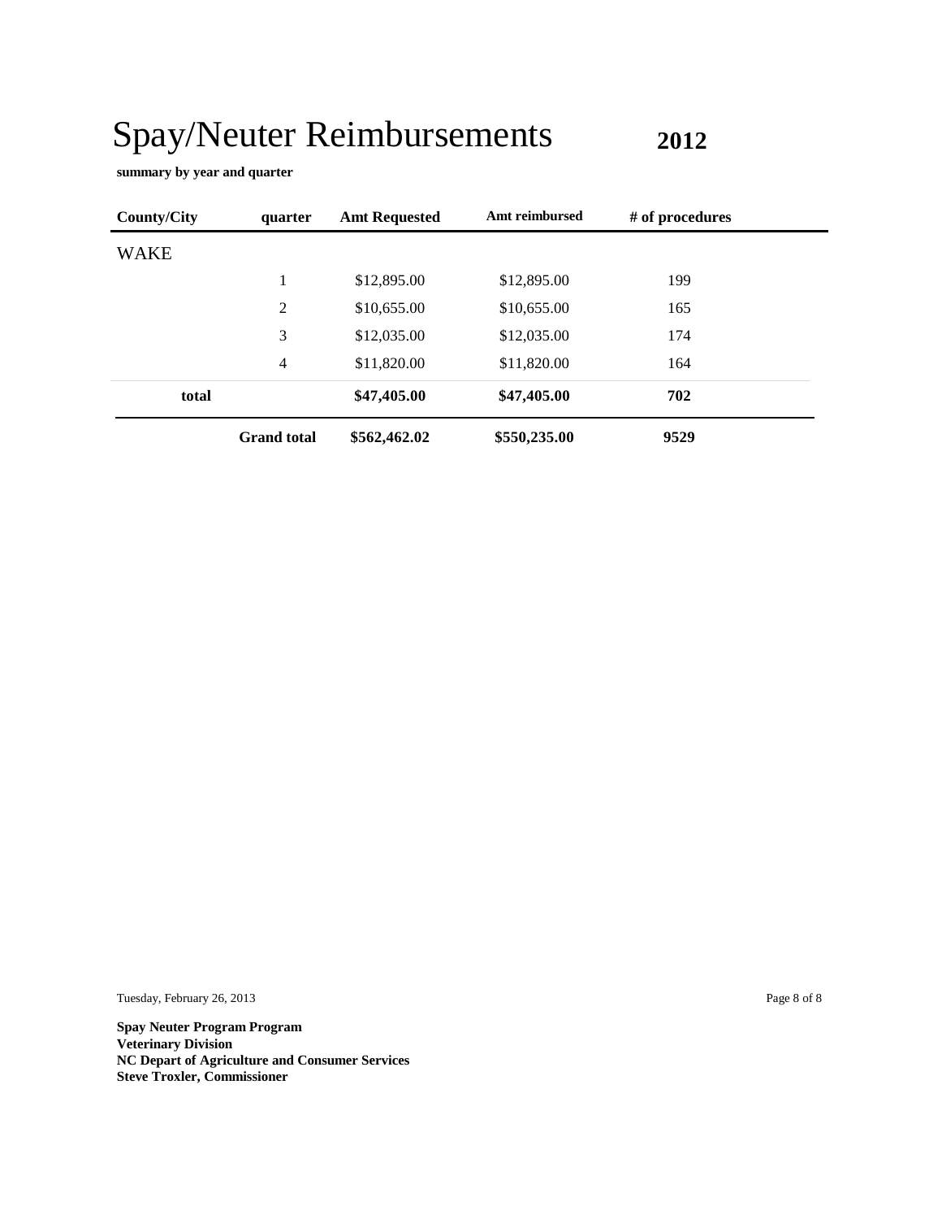# Spay/Neuter Reimbursements **2012**

**summary by year and quarter**

| County/City | quarter | Amt Requested | Amt reimbursed | # of procedures |
|---|---|---|---|---|
| WAKE | | | | |
| | 1 | $12,895.00 | $12,895.00 | 199 |
| | 2 | $10,655.00 | $10,655.00 | 165 |
| | 3 | $12,035.00 | $12,035.00 | 174 |
| | 4 | $11,820.00 | $11,820.00 | 164 |
| **total** | | **$47,405.00** | **$47,405.00** | **702** |
| | **Grand total** | **$562,462.02** | **$550,235.00** | **9529** |

Tuesday, February 26, 2013

**Spay Neuter Program Program**
**Veterinary Division**
**NC Depart of Agriculture and Consumer Services**
**Steve Troxler, Commissioner**